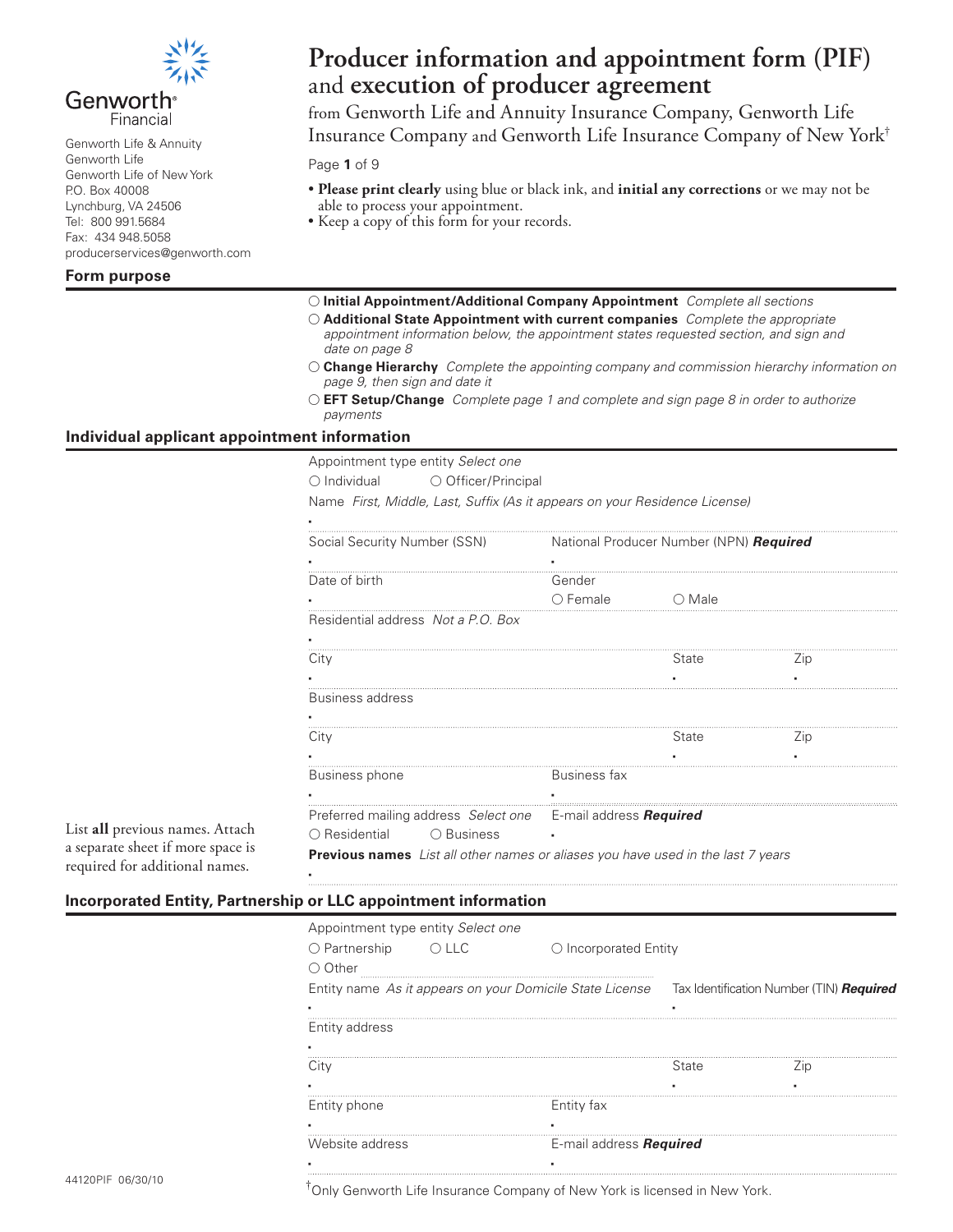Genworth Financial

Genworth Life & Annuity
Genworth Life
Genworth Life of New York
P.O. Box 40008
Lynchburg, VA 24506
Tel: 800 991.5684
Fax: 434 948.5058
producerservices@genworth.com

# Producer information and appointment form (PIF) and execution of producer agreement

from Genworth Life and Annuity Insurance Company, Genworth Life Insurance Company and Genworth Life Insurance Company of New York[†]

- **Please print clearly** using blue or black ink, and **initial any corrections** or we may not be able to process your appointment.
- Keep a copy of this form for your records.

## Form purpose

○ **Initial Appointment/Additional Company Appointment** *Complete all sections*

○ **Additional State Appointment with current companies** *Complete the appropriate appointment information below, the appointment states requested section, and sign and date on page 8*

○ **Change Hierarchy** *Complete the appointing company and commission hierarchy information on page 9, then sign and date it*

○ **EFT Setup/Change** *Complete page 1 and complete and sign page 8 in order to authorize payments*

## Individual applicant appointment information

Appointment type entity *Select one*
○ Individual ○ Officer/Principal

Name *First, Middle, Last, Suffix (As it appears on your Residence License)*

Social Security Number (SSN)

National Producer Number (NPN) ***Required***

Date of birth

Gender
○ Female ○ Male

Residential address *Not a P.O. Box*

City | State | Zip

Business address

City | State | Zip

Business phone

Business fax

Preferred mailing address *Select one*
○ Residential ○ Business

E-mail address ***Required***

List **all** previous names. Attach a separate sheet if more space is required for additional names.

**Previous names** *List all other names or aliases you have used in the last 7 years*

## Incorporated Entity, Partnership or LLC appointment information

Appointment type entity *Select one*
○ Partnership ○ LLC ○ Incorporated Entity
○ Other

Entity name *As it appears on your Domicile State License*

Tax Identification Number (TIN) ***Required***

Entity address

City | State | Zip

Entity phone

Entity fax

Website address

E-mail address ***Required***

44120PIF 06/30/10

[†]Only Genworth Life Insurance Company of New York is licensed in New York.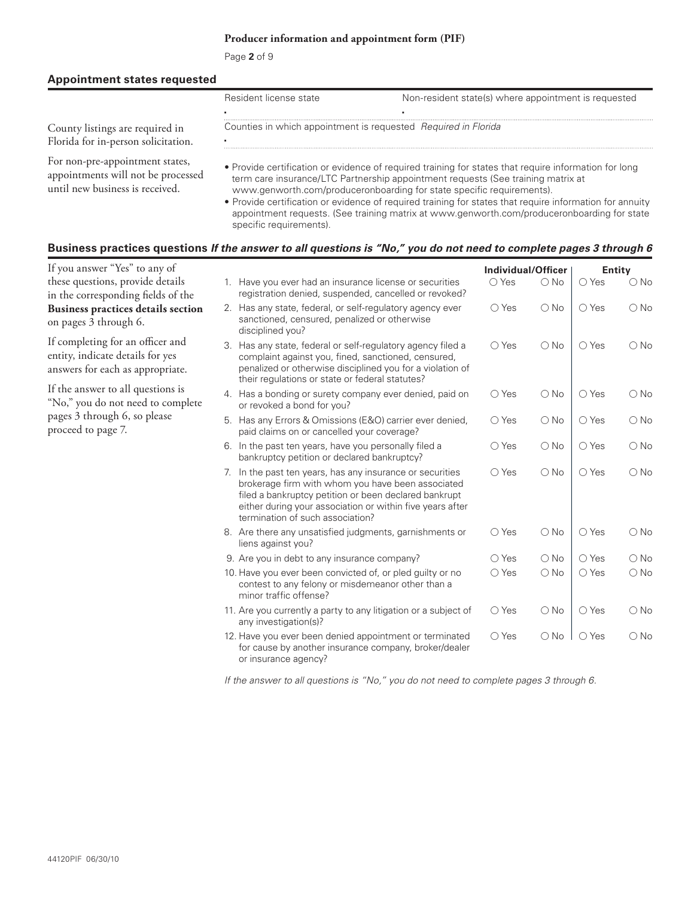**Producer information and appointment form (PIF)**

## Appointment states requested

County listings are required in Florida for in-person solicitation.

For non-pre-appointment states, appointments will not be processed until new business is received.

| Resident license state | Non-resident state(s) where appointment is requested |
|---|---|
| • | • |

Counties in which appointment is requested *Required in Florida*

•

- Provide certification or evidence of required training for states that require information for long term care insurance/LTC Partnership appointment requests (See training matrix at www.genworth.com/produceronboarding for state specific requirements).
- Provide certification or evidence of required training for states that require information for annuity appointment requests. (See training matrix at www.genworth.com/produceronboarding for state specific requirements).

## Business practices questions *If the answer to all questions is "No," you do not need to complete pages 3 through 6*

If you answer "Yes" to any of these questions, provide details in the corresponding fields of the **Business practices details section** on pages 3 through 6.

If completing for an officer and entity, indicate details for yes answers for each as appropriate.

If the answer to all questions is "No," you do not need to complete pages 3 through 6, so please proceed to page 7.

| Question | Individual/Officer | | Entity | |
|---|---|---|---|---|
| 1. Have you ever had an insurance license or securities registration denied, suspended, cancelled or revoked? | ○ Yes | ○ No | ○ Yes | ○ No |
| 2. Has any state, federal, or self-regulatory agency ever sanctioned, censured, penalized or otherwise disciplined you? | ○ Yes | ○ No | ○ Yes | ○ No |
| 3. Has any state, federal or self-regulatory agency filed a complaint against you, fined, sanctioned, censured, penalized or otherwise disciplined you for a violation of their regulations or state or federal statutes? | ○ Yes | ○ No | ○ Yes | ○ No |
| 4. Has a bonding or surety company ever denied, paid on or revoked a bond for you? | ○ Yes | ○ No | ○ Yes | ○ No |
| 5. Has any Errors & Omissions (E&O) carrier ever denied, paid claims on or cancelled your coverage? | ○ Yes | ○ No | ○ Yes | ○ No |
| 6. In the past ten years, have you personally filed a bankruptcy petition or declared bankruptcy? | ○ Yes | ○ No | ○ Yes | ○ No |
| 7. In the past ten years, has any insurance or securities brokerage firm with whom you have been associated filed a bankruptcy petition or been declared bankrupt either during your association or within five years after termination of such association? | ○ Yes | ○ No | ○ Yes | ○ No |
| 8. Are there any unsatisfied judgments, garnishments or liens against you? | ○ Yes | ○ No | ○ Yes | ○ No |
| 9. Are you in debt to any insurance company? | ○ Yes | ○ No | ○ Yes | ○ No |
| 10. Have you ever been convicted of, or pled guilty or no contest to any felony or misdemeanor other than a minor traffic offense? | ○ Yes | ○ No | ○ Yes | ○ No |
| 11. Are you currently a party to any litigation or a subject of any investigation(s)? | ○ Yes | ○ No | ○ Yes | ○ No |
| 12. Have you ever been denied appointment or terminated for cause by another insurance company, broker/dealer or insurance agency? | ○ Yes | ○ No | ○ Yes | ○ No |

*If the answer to all questions is "No," you do not need to complete pages 3 through 6.*

44120PIF 06/30/10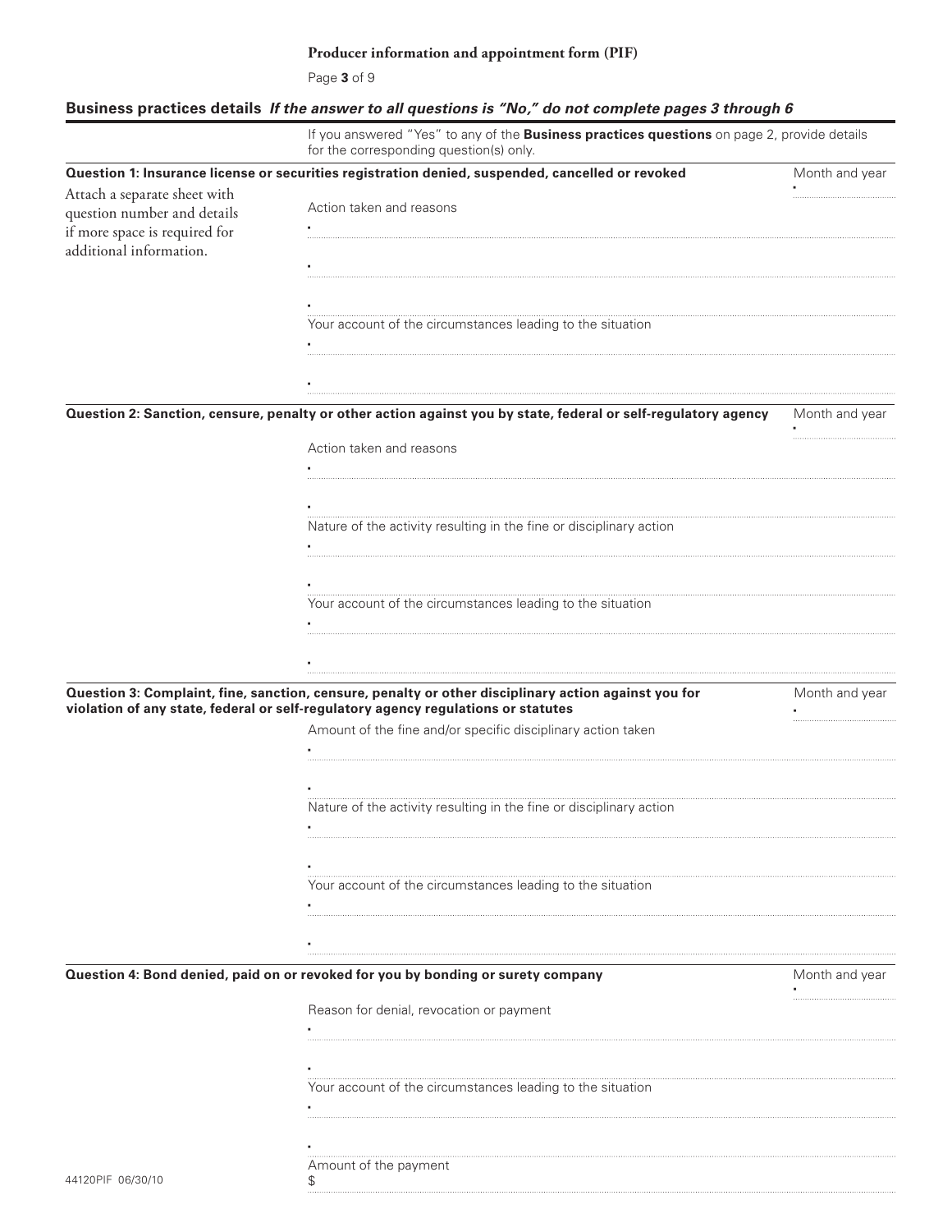**Producer information and appointment form (PIF)**

## Business practices details *If the answer to all questions is "No," do not complete pages 3 through 6*

If you answered "Yes" to any of the **Business practices questions** on page 2, provide details for the corresponding question(s) only.

Attach a separate sheet with question number and details if more space is required for additional information.

### Question 1: Insurance license or securities registration denied, suspended, cancelled or revoked

Month and year

Action taken and reasons

Your account of the circumstances leading to the situation

### Question 2: Sanction, censure, penalty or other action against you by state, federal or self-regulatory agency

Month and year

Action taken and reasons

Nature of the activity resulting in the fine or disciplinary action

Your account of the circumstances leading to the situation

### Question 3: Complaint, fine, sanction, censure, penalty or other disciplinary action against you for violation of any state, federal or self-regulatory agency regulations or statutes

Month and year

Amount of the fine and/or specific disciplinary action taken

Nature of the activity resulting in the fine or disciplinary action

Your account of the circumstances leading to the situation

### Question 4: Bond denied, paid on or revoked for you by bonding or surety company

Month and year

Reason for denial, revocation or payment

Your account of the circumstances leading to the situation

Amount of the payment

$

44120PIF 06/30/10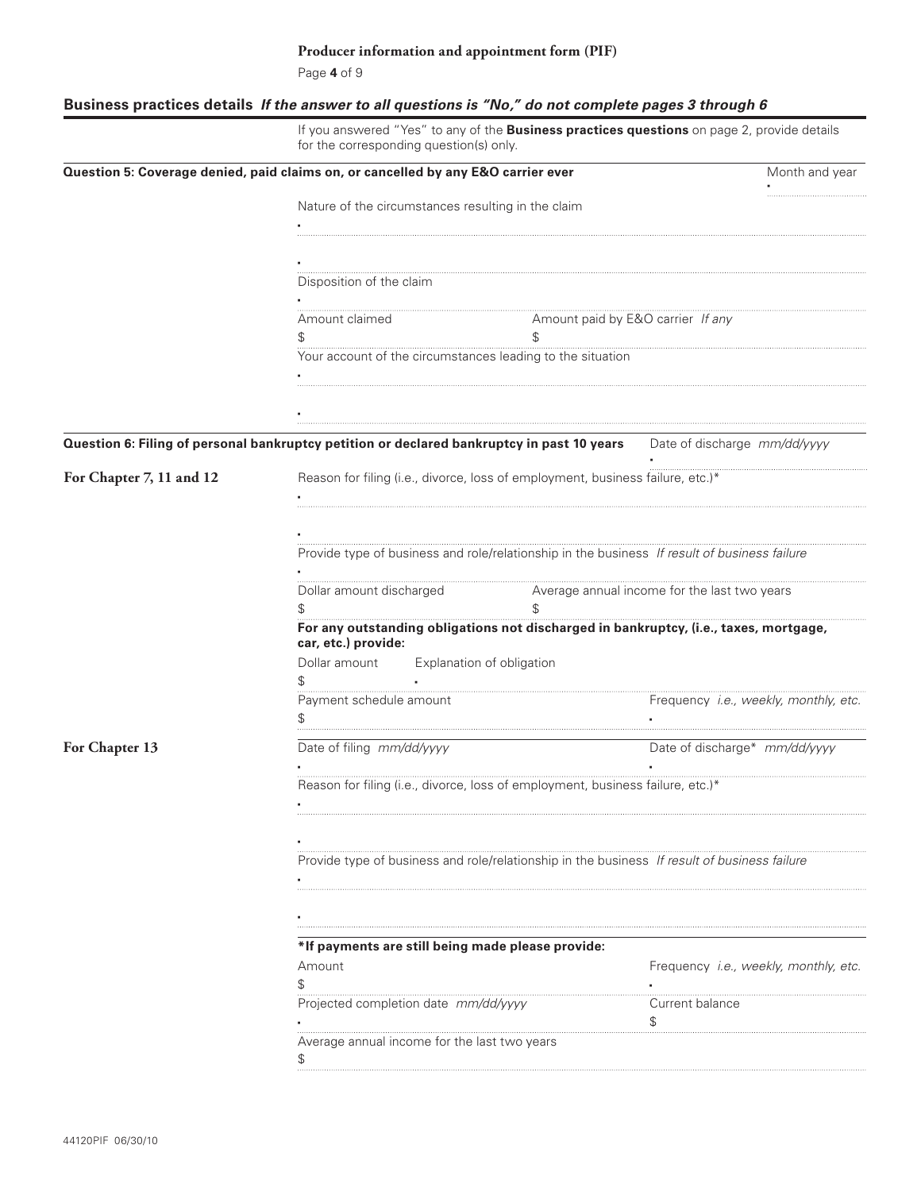## Business practices details *If the answer to all questions is "No," do not complete pages 3 through 6*

If you answered "Yes" to any of the **Business practices questions** on page 2, provide details for the corresponding question(s) only.

**Question 5: Coverage denied, paid claims on, or cancelled by any E&O carrier ever**

Month and year

Nature of the circumstances resulting in the claim

Disposition of the claim

| Amount claimed | Amount paid by E&O carrier *If any* |
|---|---|
| $ | $ |

Your account of the circumstances leading to the situation

**Question 6: Filing of personal bankruptcy petition or declared bankruptcy in past 10 years**

Date of discharge *mm/dd/yyyy*

**For Chapter 7, 11 and 12**

Reason for filing (i.e., divorce, loss of employment, business failure, etc.)*

Provide type of business and role/relationship in the business *If result of business failure*

| Dollar amount discharged | Average annual income for the last two years |
|---|---|
| $ | $ |

**For any outstanding obligations not discharged in bankruptcy, (i.e., taxes, mortgage, car, etc.) provide:**

| Dollar amount | Explanation of obligation |
|---|---|
| $ | |

| Payment schedule amount | Frequency *i.e., weekly, monthly, etc.* |
|---|---|
| $ | |

**For Chapter 13**

| Date of filing *mm/dd/yyyy* | Date of discharge* *mm/dd/yyyy* |
|---|---|
| | |

Reason for filing (i.e., divorce, loss of employment, business failure, etc.)*

Provide type of business and role/relationship in the business *If result of business failure*

**\*If payments are still being made please provide:**

| Amount | Frequency *i.e., weekly, monthly, etc.* |
|---|---|
| $ | |

| Projected completion date *mm/dd/yyyy* | Current balance |
|---|---|
| | $ |

Average annual income for the last two years

$

44120PIF 06/30/10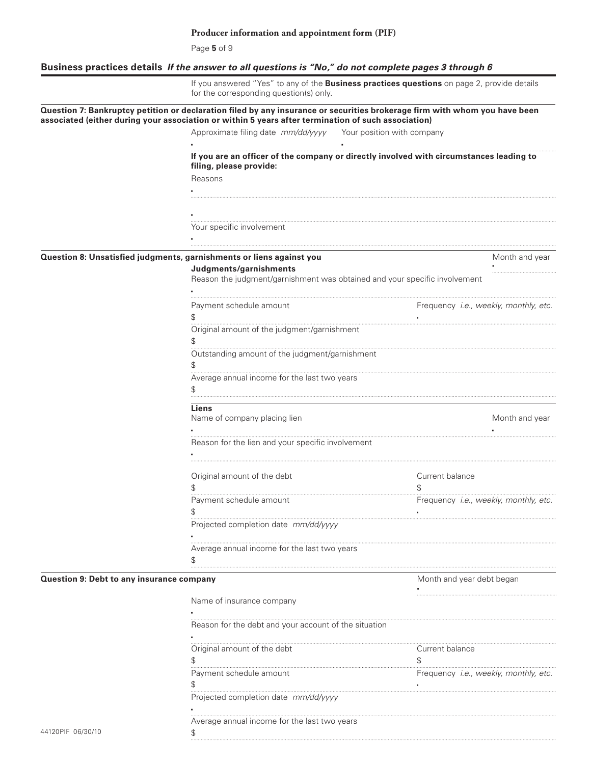**Producer information and appointment form (PIF)**

## Business practices details *If the answer to all questions is "No," do not complete pages 3 through 6*

If you answered "Yes" to any of the **Business practices questions** on page 2, provide details for the corresponding question(s) only.

### Question 7: Bankruptcy petition or declaration filed by any insurance or securities brokerage firm with whom you have been associated (either during your association or within 5 years after termination of such association)

Approximate filing date *mm/dd/yyyy*

Your position with company

**If you are an officer of the company or directly involved with circumstances leading to filing, please provide:**

Reasons

Your specific involvement

### Question 8: Unsatisfied judgments, garnishments or liens against you

**Judgments/garnishments**

Month and year

Reason the judgment/garnishment was obtained and your specific involvement

Payment schedule amount
$

Frequency *i.e., weekly, monthly, etc.*

Original amount of the judgment/garnishment
$

Outstanding amount of the judgment/garnishment
$

Average annual income for the last two years
$

**Liens**

Name of company placing lien

Month and year

Reason for the lien and your specific involvement

Original amount of the debt
$

Current balance
$

Payment schedule amount
$

Frequency *i.e., weekly, monthly, etc.*

Projected completion date *mm/dd/yyyy*

Average annual income for the last two years
$

### Question 9: Debt to any insurance company

Month and year debt began

Name of insurance company

Reason for the debt and your account of the situation

Original amount of the debt
$

Current balance
$

Payment schedule amount
$

Frequency *i.e., weekly, monthly, etc.*

Projected completion date *mm/dd/yyyy*

Average annual income for the last two years
$

44120PIF 06/30/10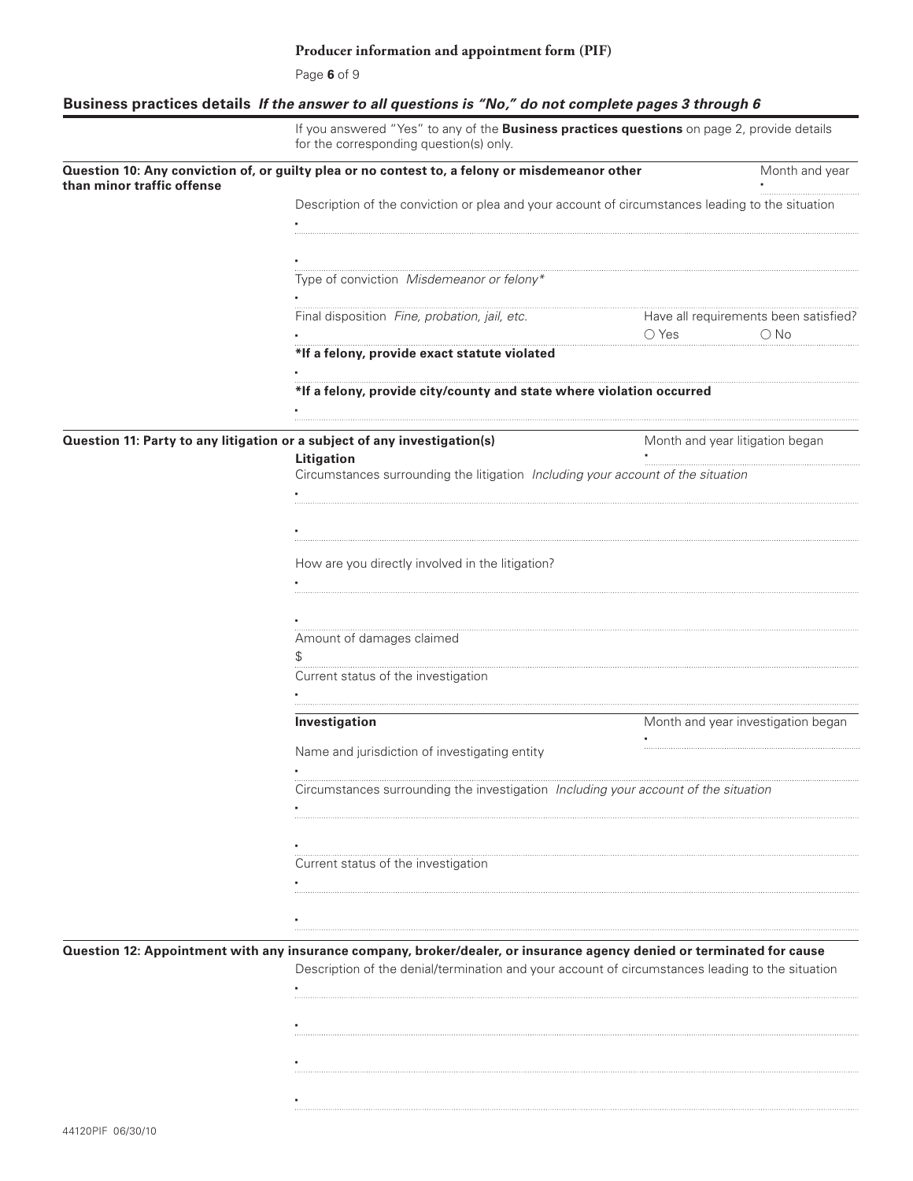# Producer information and appointment form (PIF)

## Business practices details *If the answer to all questions is "No," do not complete pages 3 through 6*

If you answered "Yes" to any of the **Business practices questions** on page 2, provide details for the corresponding question(s) only.

### Question 10: Any conviction of, or guilty plea or no contest to, a felony or misdemeanor other than minor traffic offense

Month and year

Description of the conviction or plea and your account of circumstances leading to the situation

Type of conviction *Misdemeanor or felony**

Final disposition *Fine, probation, jail, etc.*

Have all requirements been satisfied? ○ Yes ○ No

**\*If a felony, provide exact statute violated**

**\*If a felony, provide city/county and state where violation occurred**

### Question 11: Party to any litigation or a subject of any investigation(s)

**Litigation**

Month and year litigation began

Circumstances surrounding the litigation *Including your account of the situation*

How are you directly involved in the litigation?

Amount of damages claimed

$

Current status of the investigation

**Investigation**

Month and year investigation began

Name and jurisdiction of investigating entity

Circumstances surrounding the investigation *Including your account of the situation*

Current status of the investigation

### Question 12: Appointment with any insurance company, broker/dealer, or insurance agency denied or terminated for cause

Description of the denial/termination and your account of circumstances leading to the situation

44120PIF 06/30/10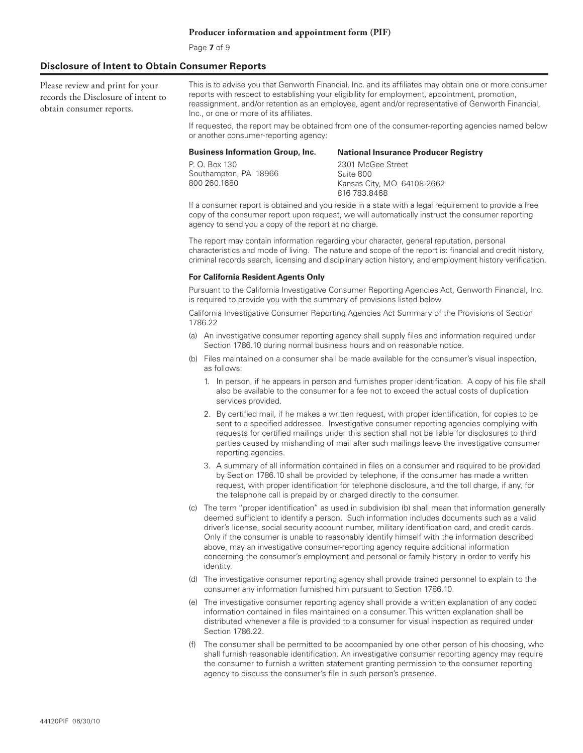## Disclosure of Intent to Obtain Consumer Reports

Please review and print for your records the Disclosure of intent to obtain consumer reports.

This is to advise you that Genworth Financial, Inc. and its affiliates may obtain one or more consumer reports with respect to establishing your eligibility for employment, appointment, promotion, reassignment, and/or retention as an employee, agent and/or representative of Genworth Financial, Inc., or one or more of its affiliates.

If requested, the report may be obtained from one of the consumer-reporting agencies named below or another consumer-reporting agency:

**Business Information Group, Inc.**
P. O. Box 130
Southampton, PA 18966
800 260.1680

**National Insurance Producer Registry**
2301 McGee Street
Suite 800
Kansas City, MO 64108-2662
816 783.8468

If a consumer report is obtained and you reside in a state with a legal requirement to provide a free copy of the consumer report upon request, we will automatically instruct the consumer reporting agency to send you a copy of the report at no charge.

The report may contain information regarding your character, general reputation, personal characteristics and mode of living. The nature and scope of the report is: financial and credit history, criminal records search, licensing and disciplinary action history, and employment history verification.

### For California Resident Agents Only

Pursuant to the California Investigative Consumer Reporting Agencies Act, Genworth Financial, Inc. is required to provide you with the summary of provisions listed below.

California Investigative Consumer Reporting Agencies Act Summary of the Provisions of Section 1786.22

(a) An investigative consumer reporting agency shall supply files and information required under Section 1786.10 during normal business hours and on reasonable notice.

(b) Files maintained on a consumer shall be made available for the consumer's visual inspection, as follows:

1. In person, if he appears in person and furnishes proper identification. A copy of his file shall also be available to the consumer for a fee not to exceed the actual costs of duplication services provided.
2. By certified mail, if he makes a written request, with proper identification, for copies to be sent to a specified addressee. Investigative consumer reporting agencies complying with requests for certified mailings under this section shall not be liable for disclosures to third parties caused by mishandling of mail after such mailings leave the investigative consumer reporting agencies.
3. A summary of all information contained in files on a consumer and required to be provided by Section 1786.10 shall be provided by telephone, if the consumer has made a written request, with proper identification for telephone disclosure, and the toll charge, if any, for the telephone call is prepaid by or charged directly to the consumer.

(c) The term "proper identification" as used in subdivision (b) shall mean that information generally deemed sufficient to identify a person. Such information includes documents such as a valid driver's license, social security account number, military identification card, and credit cards. Only if the consumer is unable to reasonably identify himself with the information described above, may an investigative consumer-reporting agency require additional information concerning the consumer's employment and personal or family history in order to verify his identity.

(d) The investigative consumer reporting agency shall provide trained personnel to explain to the consumer any information furnished him pursuant to Section 1786.10.

(e) The investigative consumer reporting agency shall provide a written explanation of any coded information contained in files maintained on a consumer. This written explanation shall be distributed whenever a file is provided to a consumer for visual inspection as required under Section 1786.22.

(f) The consumer shall be permitted to be accompanied by one other person of his choosing, who shall furnish reasonable identification. An investigative consumer reporting agency may require the consumer to furnish a written statement granting permission to the consumer reporting agency to discuss the consumer's file in such person's presence.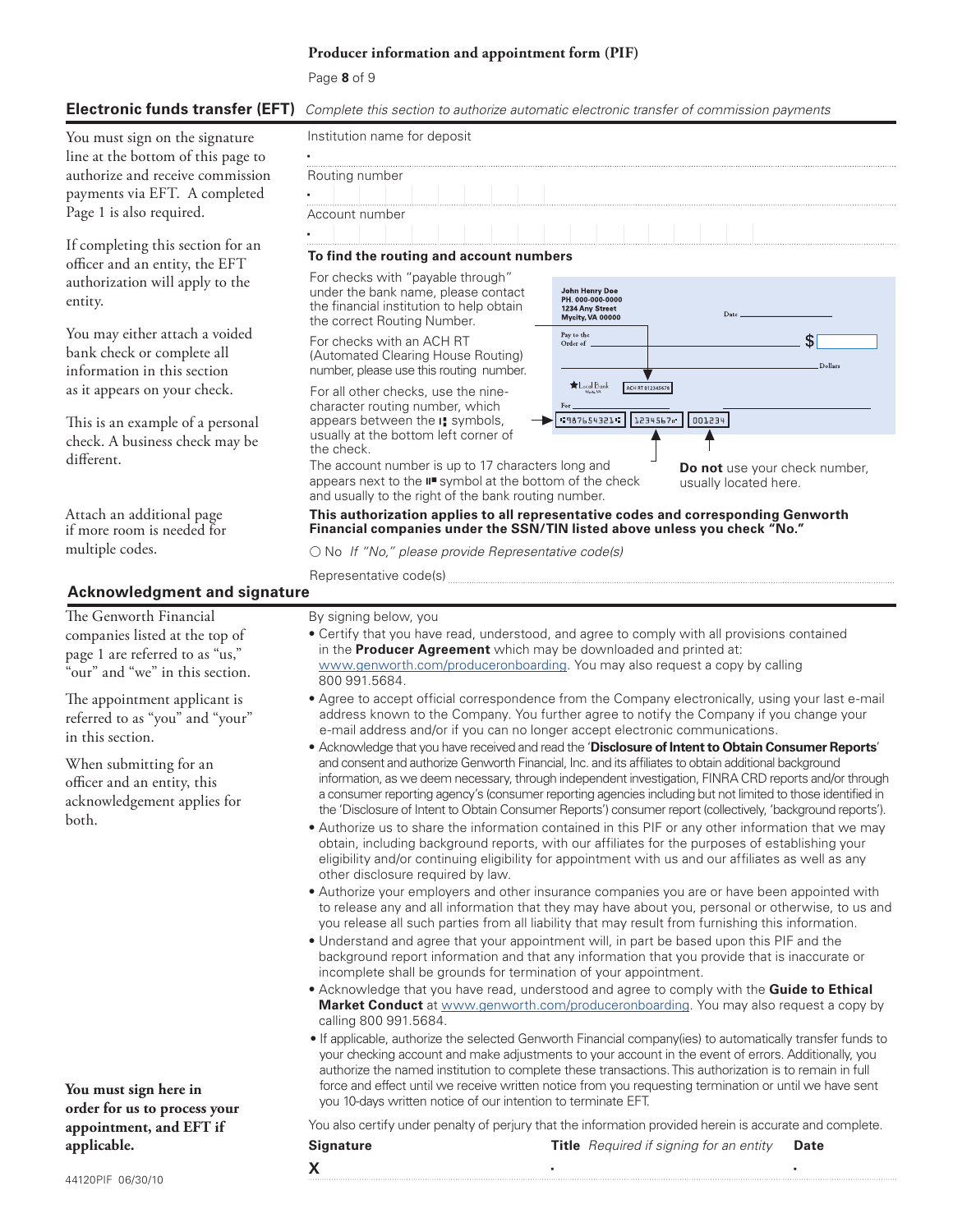**Producer information and appointment form (PIF)**

## Electronic funds transfer (EFT)

*Complete this section to authorize automatic electronic transfer of commission payments*

You must sign on the signature line at the bottom of this page to authorize and receive commission payments via EFT. A completed Page 1 is also required.

If completing this section for an officer and an entity, the EFT authorization will apply to the entity.

You may either attach a voided bank check or complete all information in this section as it appears on your check.

This is an example of a personal check. A business check may be different.

Attach an additional page if more room is needed for multiple codes.

Institution name for deposit

Routing number

Account number

**To find the routing and account numbers**

For checks with "payable through" under the bank name, please contact the financial institution to help obtain the correct Routing Number.

For checks with an ACH RT (Automated Clearing House Routing) number, please use this routing number.

For all other checks, use the nine-character routing number, which appears between the ⑆ symbols, usually at the bottom left corner of the check.

The account number is up to 17 characters long and appears next to the ⑈ symbol at the bottom of the check and usually to the right of the bank routing number.

**Do not** use your check number, usually located here.

**This authorization applies to all representative codes and corresponding Genworth Financial companies under the SSN/TIN listed above unless you check "No."**

○ No *If "No," please provide Representative code(s)*

Representative code(s)

## Acknowledgment and signature

The Genworth Financial companies listed at the top of page 1 are referred to as "us," "our" and "we" in this section.

The appointment applicant is referred to as "you" and "your" in this section.

When submitting for an officer and an entity, this acknowledgement applies for both.

By signing below, you

- Certify that you have read, understood, and agree to comply with all provisions contained in the **Producer Agreement** which may be downloaded and printed at: www.genworth.com/produceronboarding. You may also request a copy by calling 800 991.5684.
- Agree to accept official correspondence from the Company electronically, using your last e-mail address known to the Company. You further agree to notify the Company if you change your e-mail address and/or if you can no longer accept electronic communications.
- Acknowledge that you have received and read the '**Disclosure of Intent to Obtain Consumer Reports**' and consent and authorize Genworth Financial, Inc. and its affiliates to obtain additional background information, as we deem necessary, through independent investigation, FINRA CRD reports and/or through a consumer reporting agency's (consumer reporting agencies including but not limited to those identified in the 'Disclosure of Intent to Obtain Consumer Reports') consumer report (collectively, 'background reports').
- Authorize us to share the information contained in this PIF or any other information that we may obtain, including background reports, with our affiliates for the purposes of establishing your eligibility and/or continuing eligibility for appointment with us and our affiliates as well as any other disclosure required by law.
- Authorize your employers and other insurance companies you are or have been appointed with to release any and all information that they may have about you, personal or otherwise, to us and you release all such parties from all liability that may result from furnishing this information.
- Understand and agree that your appointment will, in part be based upon this PIF and the background report information and that any information that you provide that is inaccurate or incomplete shall be grounds for termination of your appointment.
- Acknowledge that you have read, understood and agree to comply with the **Guide to Ethical Market Conduct** at www.genworth.com/produceronboarding. You may also request a copy by calling 800 991.5684.
- If applicable, authorize the selected Genworth Financial company(ies) to automatically transfer funds to your checking account and make adjustments to your account in the event of errors. Additionally, you authorize the named institution to complete these transactions. This authorization is to remain in full force and effect until we receive written notice from you requesting termination or until we have sent you 10-days written notice of our intention to terminate EFT.

You also certify under penalty of perjury that the information provided herein is accurate and complete.

**You must sign here in order for us to process your appointment, and EFT if applicable.**

| **Signature** | **Title** *Required if signing for an entity* | **Date** |
|---|---|---|
| X | | |

44120PIF 06/30/10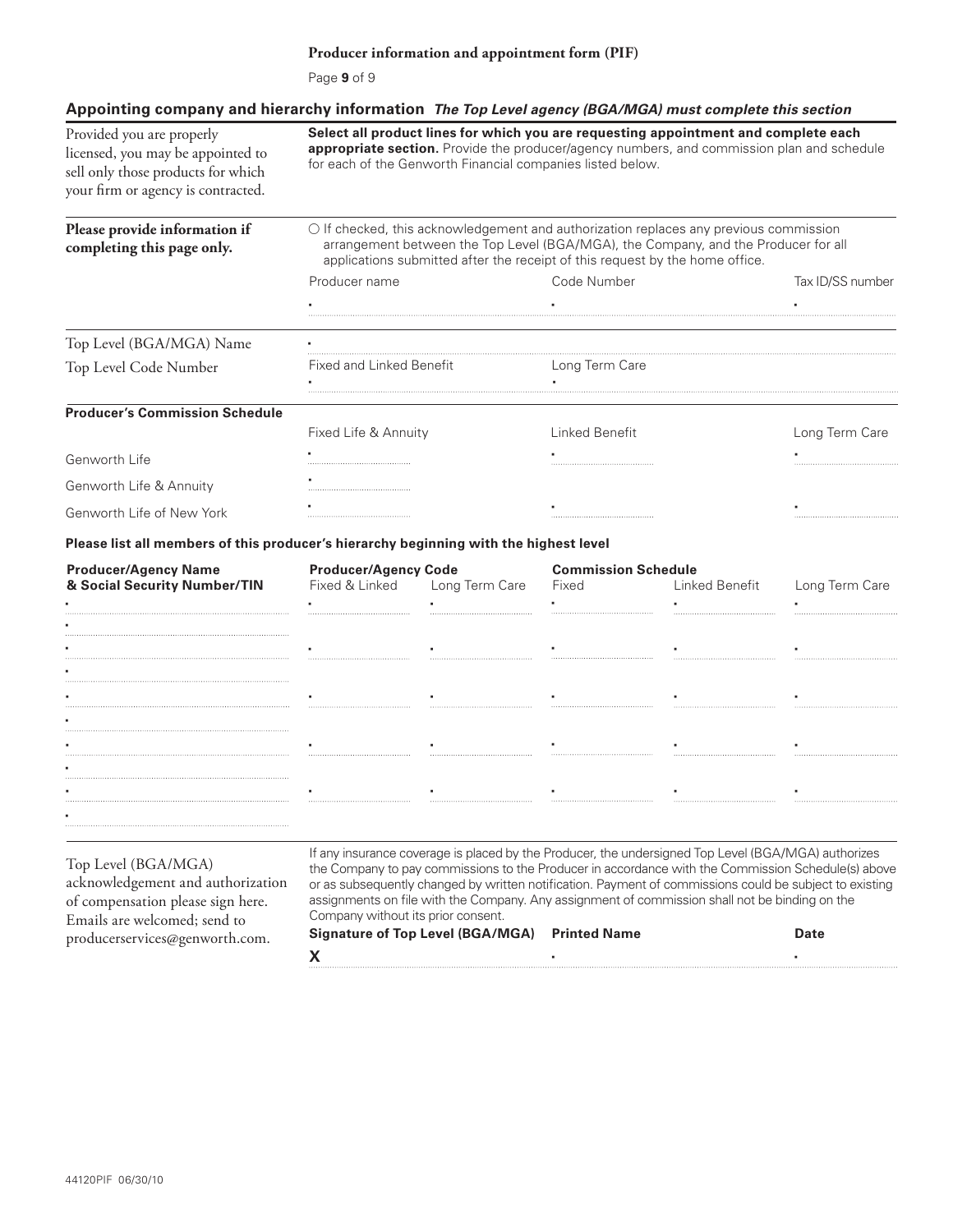**Producer information and appointment form (PIF)**

## Appointing company and hierarchy information *The Top Level agency (BGA/MGA) must complete this section*

Provided you are properly licensed, you may be appointed to sell only those products for which your firm or agency is contracted.

**Select all product lines for which you are requesting appointment and complete each appropriate section.** Provide the producer/agency numbers, and commission plan and schedule for each of the Genworth Financial companies listed below.

**Please provide information if completing this page only.**

○ If checked, this acknowledgement and authorization replaces any previous commission arrangement between the Top Level (BGA/MGA), the Company, and the Producer for all applications submitted after the receipt of this request by the home office.

| Producer name | Code Number | Tax ID/SS number |
|---|---|---|
| | | |

Top Level (BGA/MGA) Name

Top Level Code Number

| Fixed and Linked Benefit | Long Term Care |
|---|---|
| | |

**Producer's Commission Schedule**

| | Fixed Life & Annuity | Linked Benefit | Long Term Care |
|---|---|---|---|
| Genworth Life | | | |
| Genworth Life & Annuity | | | |
| Genworth Life of New York | | | |

**Please list all members of this producer's hierarchy beginning with the highest level**

| **Producer/Agency Name & Social Security Number/TIN** | **Producer/Agency Code** Fixed & Linked | Long Term Care | **Commission Schedule** Fixed | Linked Benefit | Long Term Care |
|---|---|---|---|---|---|
| | | | | | |
| | | | | | |
| | | | | | |
| | | | | | |
| | | | | | |

Top Level (BGA/MGA) acknowledgement and authorization of compensation please sign here. Emails are welcomed; send to producerservices@genworth.com.

If any insurance coverage is placed by the Producer, the undersigned Top Level (BGA/MGA) authorizes the Company to pay commissions to the Producer in accordance with the Commission Schedule(s) above or as subsequently changed by written notification. Payment of commissions could be subject to existing assignments on file with the Company. Any assignment of commission shall not be binding on the Company without its prior consent.

| **Signature of Top Level (BGA/MGA)** | **Printed Name** | **Date** |
|---|---|---|
| X | | |

44120PIF 06/30/10